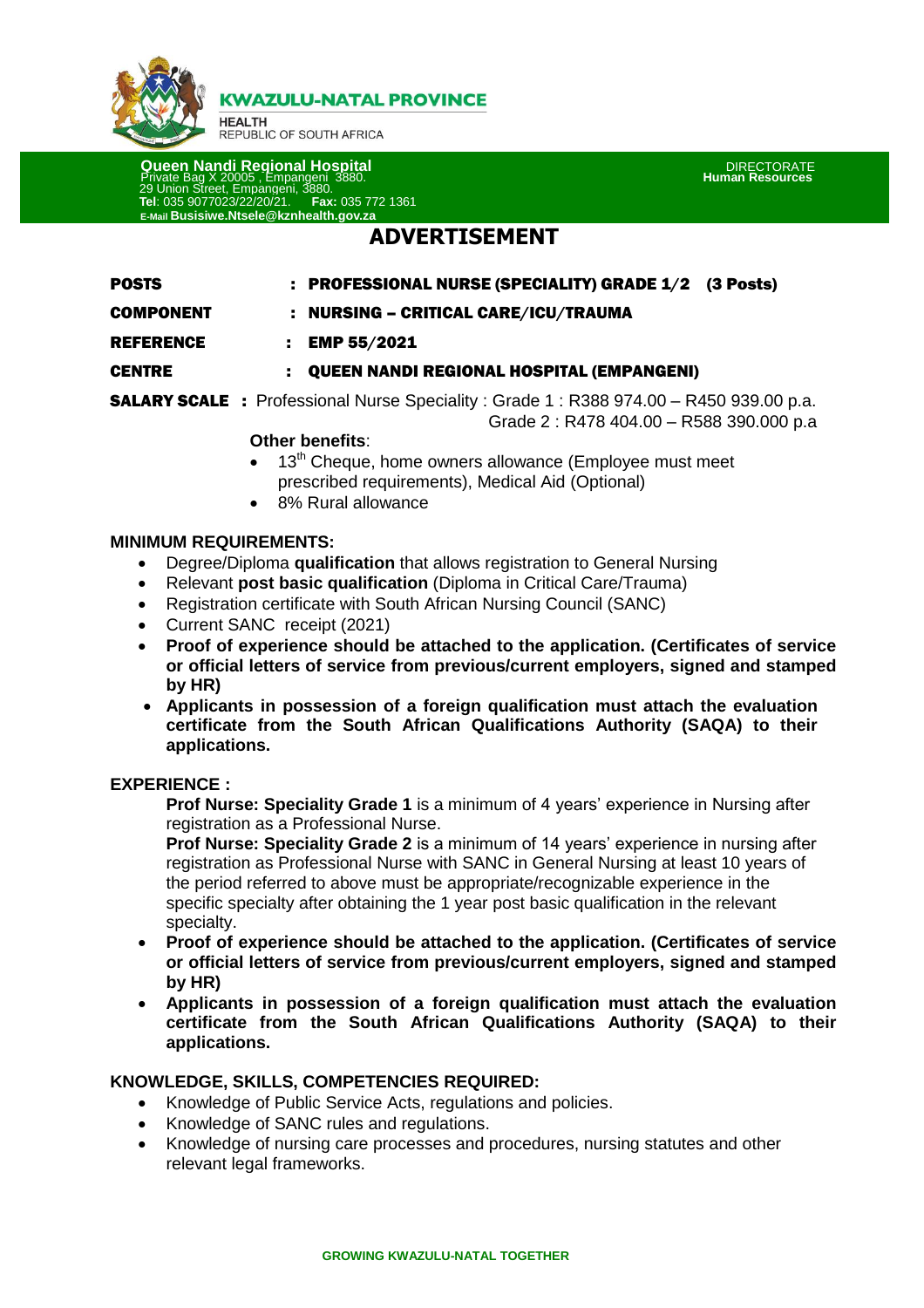**KWAZULU-NATAL PROVINCE**

**HEALTH**
REPUBLIC OF SOUTH AFRICA

**Queen Nandi Regional Hospital**
Private Bag X 20005 , Empangeni 3880.
29 Union Street, Empangeni, 3880.
**Tel**: 035 9077023/22/20/21. **Fax:** 035 772 1361
**E-Mail Busisiwe.Ntsele@kznhealth.gov.za**

DIRECTORATE
**Human Resources**

# ADVERTISEMENT

**POSTS** : **PROFESSIONAL NURSE (SPECIALITY) GRADE 1/2 (3 Posts)**

**COMPONENT** : **NURSING – CRITICAL CARE/ICU/TRAUMA**

**REFERENCE** : **EMP 55/2021**

**CENTRE** : **QUEEN NANDI REGIONAL HOSPITAL (EMPANGENI)**

**SALARY SCALE** : Professional Nurse Speciality : Grade 1 : R388 974.00 – R450 939.00 p.a.
Grade 2 : R478 404.00 – R588 390.000 p.a

**Other benefits**:

- 13th Cheque, home owners allowance (Employee must meet prescribed requirements), Medical Aid (Optional)
- 8% Rural allowance

**MINIMUM REQUIREMENTS:**

- Degree/Diploma **qualification** that allows registration to General Nursing
- Relevant **post basic qualification** (Diploma in Critical Care/Trauma)
- Registration certificate with South African Nursing Council (SANC)
- Current SANC receipt (2021)
- **Proof of experience should be attached to the application. (Certificates of service or official letters of service from previous/current employers, signed and stamped by HR)**
- **Applicants in possession of a foreign qualification must attach the evaluation certificate from the South African Qualifications Authority (SAQA) to their applications.**

**EXPERIENCE :**

**Prof Nurse: Speciality Grade 1** is a minimum of 4 years' experience in Nursing after registration as a Professional Nurse.

**Prof Nurse: Speciality Grade 2** is a minimum of 14 years' experience in nursing after registration as Professional Nurse with SANC in General Nursing at least 10 years of the period referred to above must be appropriate/recognizable experience in the specific specialty after obtaining the 1 year post basic qualification in the relevant specialty.

- **Proof of experience should be attached to the application. (Certificates of service or official letters of service from previous/current employers, signed and stamped by HR)**
- **Applicants in possession of a foreign qualification must attach the evaluation certificate from the South African Qualifications Authority (SAQA) to their applications.**

**KNOWLEDGE, SKILLS, COMPETENCIES REQUIRED:**

- Knowledge of Public Service Acts, regulations and policies.
- Knowledge of SANC rules and regulations.
- Knowledge of nursing care processes and procedures, nursing statutes and other relevant legal frameworks.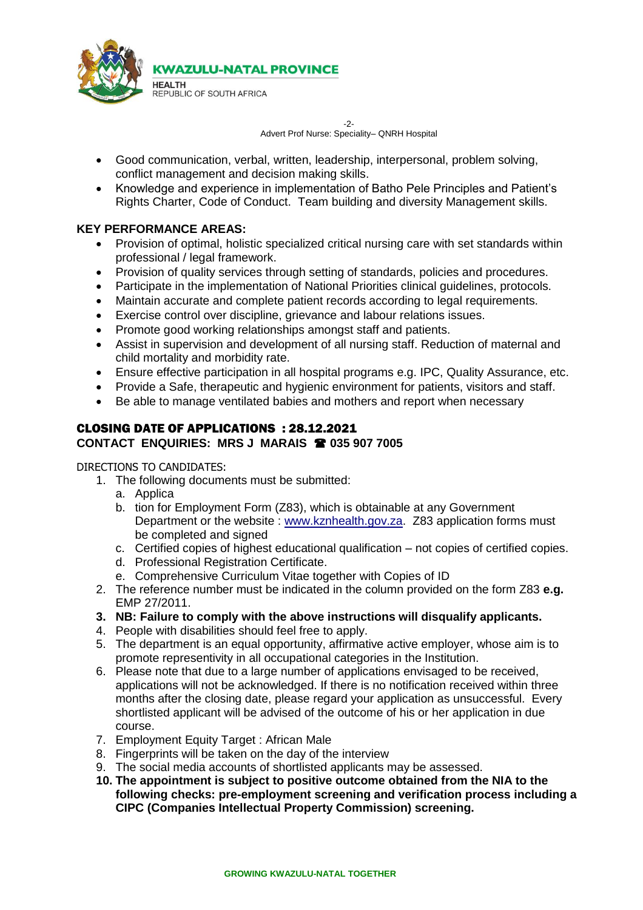- Good communication, verbal, written, leadership, interpersonal, problem solving, conflict management and decision making skills.
- Knowledge and experience in implementation of Batho Pele Principles and Patient's Rights Charter, Code of Conduct. Team building and diversity Management skills.

**KEY PERFORMANCE AREAS:**

- Provision of optimal, holistic specialized critical nursing care with set standards within professional / legal framework.
- Provision of quality services through setting of standards, policies and procedures.
- Participate in the implementation of National Priorities clinical guidelines, protocols.
- Maintain accurate and complete patient records according to legal requirements.
- Exercise control over discipline, grievance and labour relations issues.
- Promote good working relationships amongst staff and patients.
- Assist in supervision and development of all nursing staff. Reduction of maternal and child mortality and morbidity rate.
- Ensure effective participation in all hospital programs e.g. IPC, Quality Assurance, etc.
- Provide a Safe, therapeutic and hygienic environment for patients, visitors and staff.
- Be able to manage ventilated babies and mothers and report when necessary

**CLOSING DATE OF APPLICATIONS : 28.12.2021**

**CONTACT ENQUIRIES: MRS J MARAIS ☎ 035 907 7005**

DIRECTIONS TO CANDIDATES:

1. The following documents must be submitted:
   a. Applica
   b. tion for Employment Form (Z83), which is obtainable at any Government Department or the website : www.kznhealth.gov.za. Z83 application forms must be completed and signed
   c. Certified copies of highest educational qualification – not copies of certified copies.
   d. Professional Registration Certificate.
   e. Comprehensive Curriculum Vitae together with Copies of ID
2. The reference number must be indicated in the column provided on the form Z83 **e.g.** EMP 27/2011.
3. **NB: Failure to comply with the above instructions will disqualify applicants.**
4. People with disabilities should feel free to apply.
5. The department is an equal opportunity, affirmative active employer, whose aim is to promote representivity in all occupational categories in the Institution.
6. Please note that due to a large number of applications envisaged to be received, applications will not be acknowledged. If there is no notification received within three months after the closing date, please regard your application as unsuccessful. Every shortlisted applicant will be advised of the outcome of his or her application in due course.
7. Employment Equity Target : African Male
8. Fingerprints will be taken on the day of the interview
9. The social media accounts of shortlisted applicants may be assessed.
10. **The appointment is subject to positive outcome obtained from the NIA to the following checks: pre-employment screening and verification process including a CIPC (Companies Intellectual Property Commission) screening.**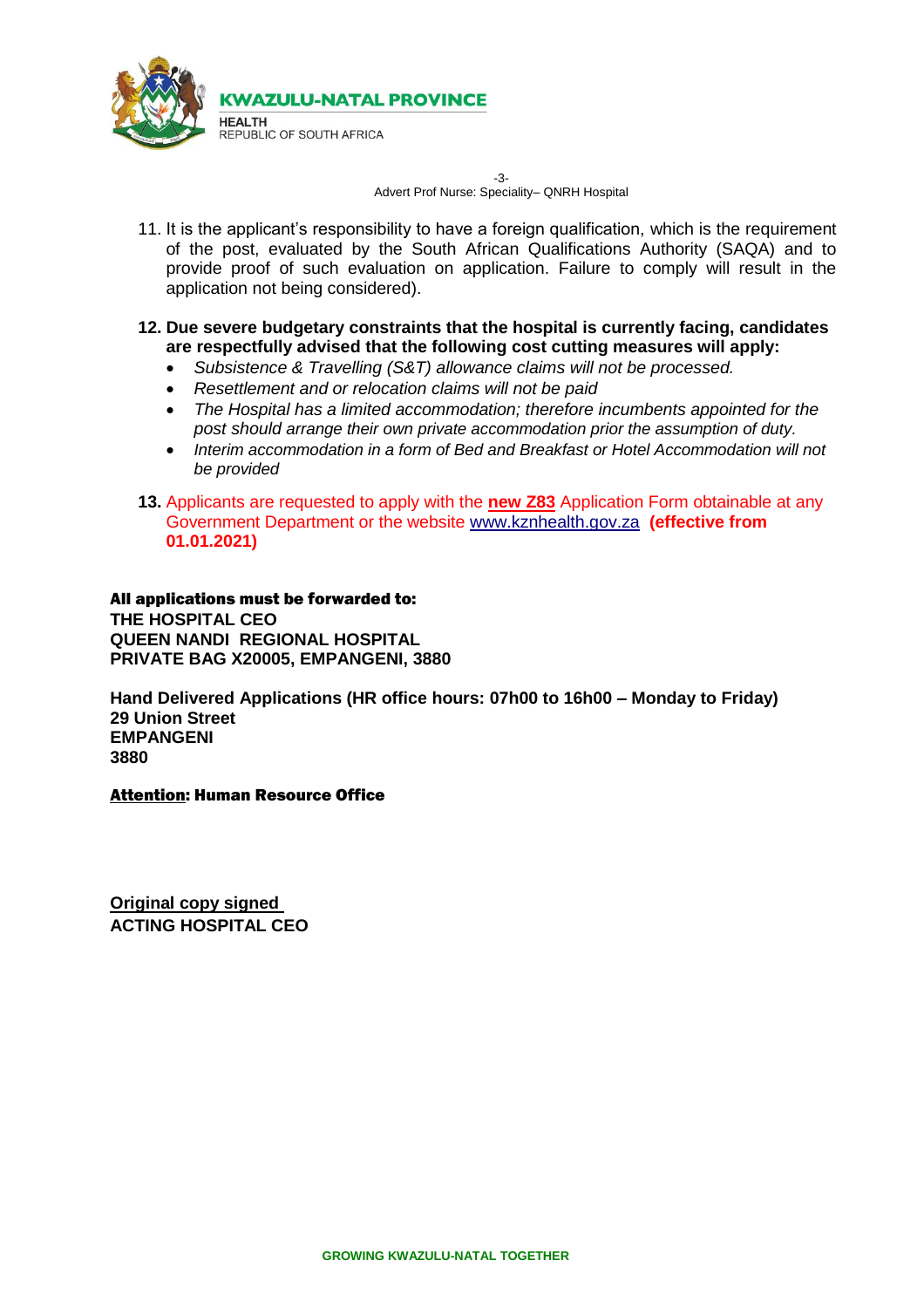11. It is the applicant's responsibility to have a foreign qualification, which is the requirement of the post, evaluated by the South African Qualifications Authority (SAQA) and to provide proof of such evaluation on application. Failure to comply will result in the application not being considered).

12. **Due severe budgetary constraints that the hospital is currently facing, candidates are respectfully advised that the following cost cutting measures will apply:**
    - *Subsistence & Travelling (S&T) allowance claims will not be processed.*
    - *Resettlement and or relocation claims will not be paid*
    - *The Hospital has a limited accommodation; therefore incumbents appointed for the post should arrange their own private accommodation prior the assumption of duty.*
    - *Interim accommodation in a form of Bed and Breakfast or Hotel Accommodation will not be provided*

13. Applicants are requested to apply with the **new Z83** Application Form obtainable at any Government Department or the website www.kznhealth.gov.za **(effective from 01.01.2021)**

**All applications must be forwarded to:**
**THE HOSPITAL CEO**
**QUEEN NANDI REGIONAL HOSPITAL**
**PRIVATE BAG X20005, EMPANGENI, 3880**

**Hand Delivered Applications (HR office hours: 07h00 to 16h00 – Monday to Friday)**
**29 Union Street**
**EMPANGENI**
**3880**

**Attention: Human Resource Office**

**Original copy signed**
**ACTING HOSPITAL CEO**